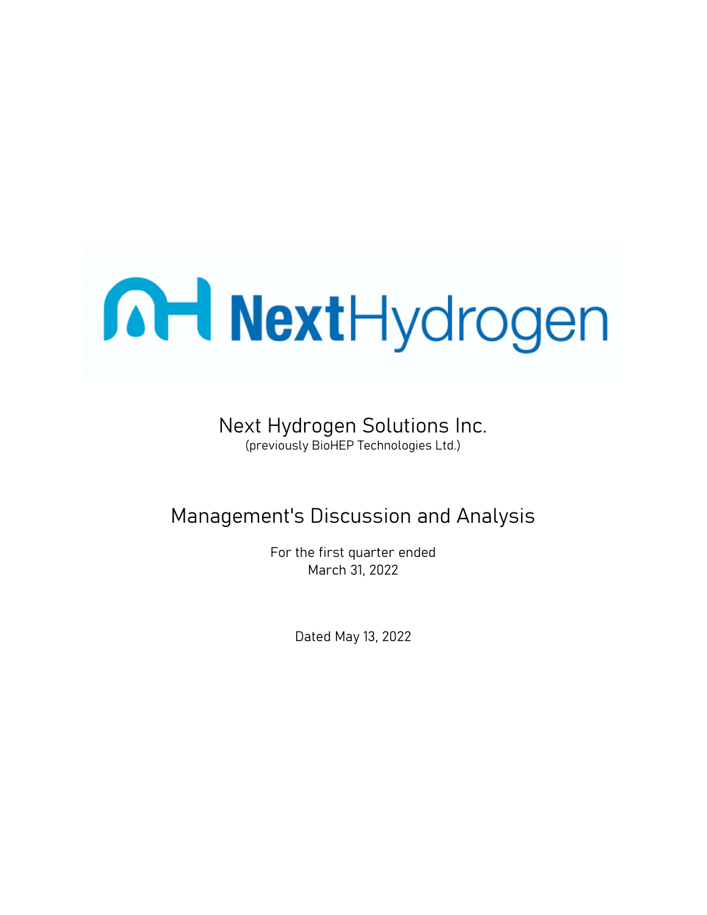# NextHydrogen

# Next Hydrogen Solutions Inc.

(previously BioHEP Technologies Ltd.)

## Management's Discussion and Analysis

For the first quarter ended
March 31, 2022

Dated May 13, 2022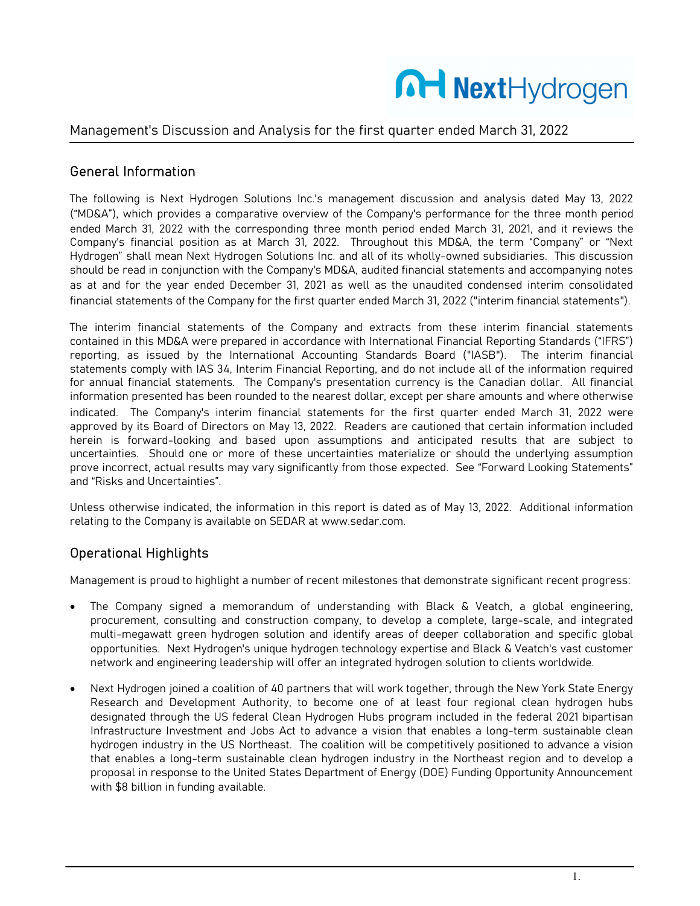## Management's Discussion and Analysis for the first quarter ended March 31, 2022

### General Information

The following is Next Hydrogen Solutions Inc.'s management discussion and analysis dated May 13, 2022 ("MD&A"), which provides a comparative overview of the Company's performance for the three month period ended March 31, 2022 with the corresponding three month period ended March 31, 2021, and it reviews the Company's financial position as at March 31, 2022. Throughout this MD&A, the term "Company" or "Next Hydrogen" shall mean Next Hydrogen Solutions Inc. and all of its wholly-owned subsidiaries. This discussion should be read in conjunction with the Company's MD&A, audited financial statements and accompanying notes as at and for the year ended December 31, 2021 as well as the unaudited condensed interim consolidated financial statements of the Company for the first quarter ended March 31, 2022 ("interim financial statements").

The interim financial statements of the Company and extracts from these interim financial statements contained in this MD&A were prepared in accordance with International Financial Reporting Standards ("IFRS") reporting, as issued by the International Accounting Standards Board ("IASB"). The interim financial statements comply with IAS 34, Interim Financial Reporting, and do not include all of the information required for annual financial statements. The Company's presentation currency is the Canadian dollar. All financial information presented has been rounded to the nearest dollar, except per share amounts and where otherwise indicated. The Company's interim financial statements for the first quarter ended March 31, 2022 were approved by its Board of Directors on May 13, 2022. Readers are cautioned that certain information included herein is forward-looking and based upon assumptions and anticipated results that are subject to uncertainties. Should one or more of these uncertainties materialize or should the underlying assumption prove incorrect, actual results may vary significantly from those expected. See "Forward Looking Statements" and "Risks and Uncertainties".

Unless otherwise indicated, the information in this report is dated as of May 13, 2022. Additional information relating to the Company is available on SEDAR at www.sedar.com.

### Operational Highlights

Management is proud to highlight a number of recent milestones that demonstrate significant recent progress:

- The Company signed a memorandum of understanding with Black & Veatch, a global engineering, procurement, consulting and construction company, to develop a complete, large-scale, and integrated multi-megawatt green hydrogen solution and identify areas of deeper collaboration and specific global opportunities. Next Hydrogen's unique hydrogen technology expertise and Black & Veatch's vast customer network and engineering leadership will offer an integrated hydrogen solution to clients worldwide.

- Next Hydrogen joined a coalition of 40 partners that will work together, through the New York State Energy Research and Development Authority, to become one of at least four regional clean hydrogen hubs designated through the US federal Clean Hydrogen Hubs program included in the federal 2021 bipartisan Infrastructure Investment and Jobs Act to advance a vision that enables a long-term sustainable clean hydrogen industry in the US Northeast. The coalition will be competitively positioned to advance a vision that enables a long-term sustainable clean hydrogen industry in the Northeast region and to develop a proposal in response to the United States Department of Energy (DOE) Funding Opportunity Announcement with $8 billion in funding available.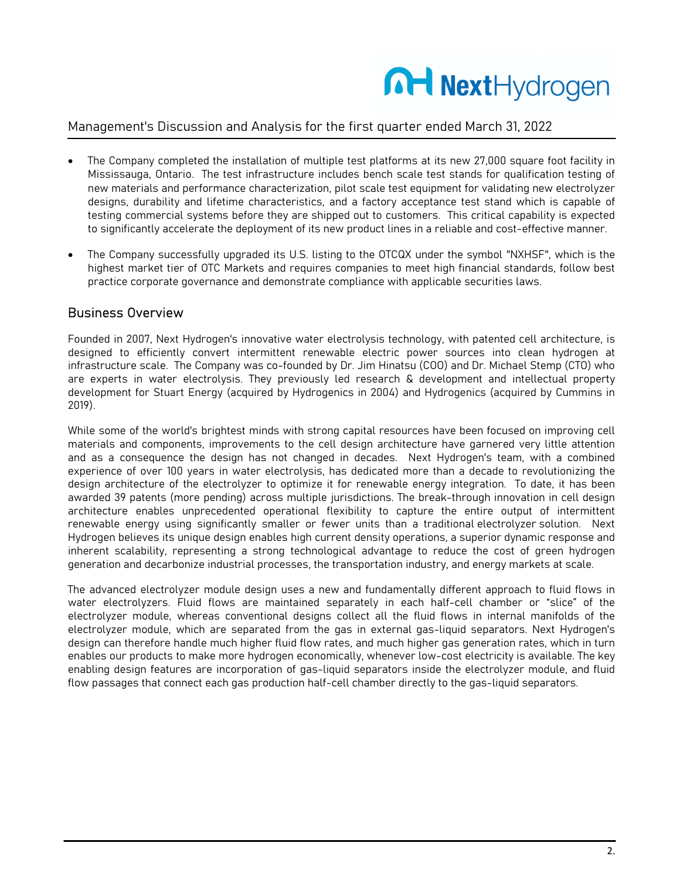- The Company completed the installation of multiple test platforms at its new 27,000 square foot facility in Mississauga, Ontario. The test infrastructure includes bench scale test stands for qualification testing of new materials and performance characterization, pilot scale test equipment for validating new electrolyzer designs, durability and lifetime characteristics, and a factory acceptance test stand which is capable of testing commercial systems before they are shipped out to customers. This critical capability is expected to significantly accelerate the deployment of its new product lines in a reliable and cost-effective manner.

- The Company successfully upgraded its U.S. listing to the OTCQX under the symbol "NXHSF", which is the highest market tier of OTC Markets and requires companies to meet high financial standards, follow best practice corporate governance and demonstrate compliance with applicable securities laws.

## Business Overview

Founded in 2007, Next Hydrogen's innovative water electrolysis technology, with patented cell architecture, is designed to efficiently convert intermittent renewable electric power sources into clean hydrogen at infrastructure scale. The Company was co-founded by Dr. Jim Hinatsu (COO) and Dr. Michael Stemp (CTO) who are experts in water electrolysis. They previously led research & development and intellectual property development for Stuart Energy (acquired by Hydrogenics in 2004) and Hydrogenics (acquired by Cummins in 2019).

While some of the world's brightest minds with strong capital resources have been focused on improving cell materials and components, improvements to the cell design architecture have garnered very little attention and as a consequence the design has not changed in decades. Next Hydrogen's team, with a combined experience of over 100 years in water electrolysis, has dedicated more than a decade to revolutionizing the design architecture of the electrolyzer to optimize it for renewable energy integration. To date, it has been awarded 39 patents (more pending) across multiple jurisdictions. The break-through innovation in cell design architecture enables unprecedented operational flexibility to capture the entire output of intermittent renewable energy using significantly smaller or fewer units than a traditional electrolyzer solution. Next Hydrogen believes its unique design enables high current density operations, a superior dynamic response and inherent scalability, representing a strong technological advantage to reduce the cost of green hydrogen generation and decarbonize industrial processes, the transportation industry, and energy markets at scale.

The advanced electrolyzer module design uses a new and fundamentally different approach to fluid flows in water electrolyzers. Fluid flows are maintained separately in each half-cell chamber or "slice" of the electrolyzer module, whereas conventional designs collect all the fluid flows in internal manifolds of the electrolyzer module, which are separated from the gas in external gas-liquid separators. Next Hydrogen's design can therefore handle much higher fluid flow rates, and much higher gas generation rates, which in turn enables our products to make more hydrogen economically, whenever low-cost electricity is available. The key enabling design features are incorporation of gas-liquid separators inside the electrolyzer module, and fluid flow passages that connect each gas production half-cell chamber directly to the gas-liquid separators.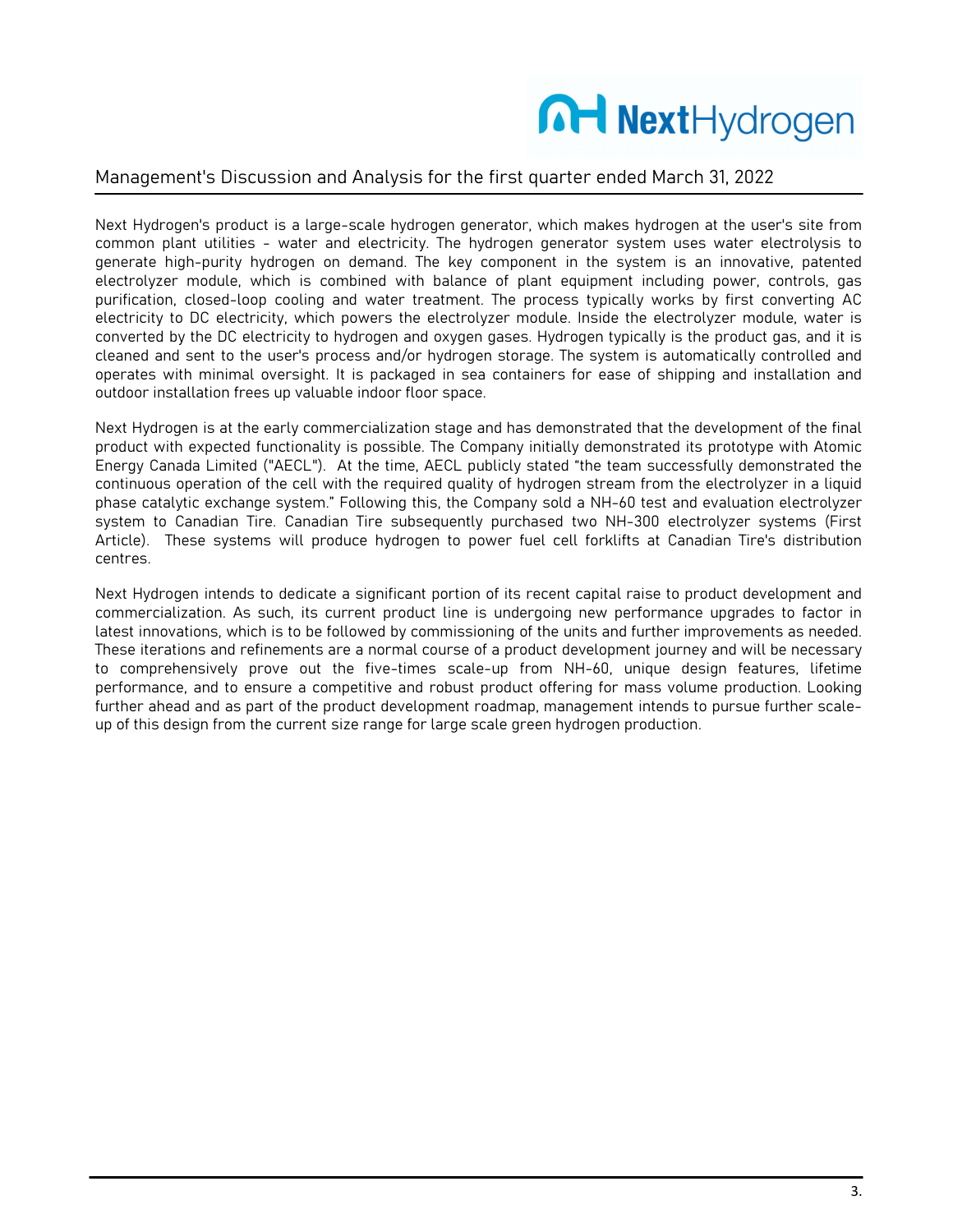Next Hydrogen's product is a large-scale hydrogen generator, which makes hydrogen at the user's site from common plant utilities - water and electricity. The hydrogen generator system uses water electrolysis to generate high-purity hydrogen on demand. The key component in the system is an innovative, patented electrolyzer module, which is combined with balance of plant equipment including power, controls, gas purification, closed-loop cooling and water treatment. The process typically works by first converting AC electricity to DC electricity, which powers the electrolyzer module. Inside the electrolyzer module, water is converted by the DC electricity to hydrogen and oxygen gases. Hydrogen typically is the product gas, and it is cleaned and sent to the user's process and/or hydrogen storage. The system is automatically controlled and operates with minimal oversight. It is packaged in sea containers for ease of shipping and installation and outdoor installation frees up valuable indoor floor space.

Next Hydrogen is at the early commercialization stage and has demonstrated that the development of the final product with expected functionality is possible. The Company initially demonstrated its prototype with Atomic Energy Canada Limited ("AECL"). At the time, AECL publicly stated "the team successfully demonstrated the continuous operation of the cell with the required quality of hydrogen stream from the electrolyzer in a liquid phase catalytic exchange system." Following this, the Company sold a NH-60 test and evaluation electrolyzer system to Canadian Tire. Canadian Tire subsequently purchased two NH-300 electrolyzer systems (First Article). These systems will produce hydrogen to power fuel cell forklifts at Canadian Tire's distribution centres.

Next Hydrogen intends to dedicate a significant portion of its recent capital raise to product development and commercialization. As such, its current product line is undergoing new performance upgrades to factor in latest innovations, which is to be followed by commissioning of the units and further improvements as needed. These iterations and refinements are a normal course of a product development journey and will be necessary to comprehensively prove out the five-times scale-up from NH-60, unique design features, lifetime performance, and to ensure a competitive and robust product offering for mass volume production. Looking further ahead and as part of the product development roadmap, management intends to pursue further scale-up of this design from the current size range for large scale green hydrogen production.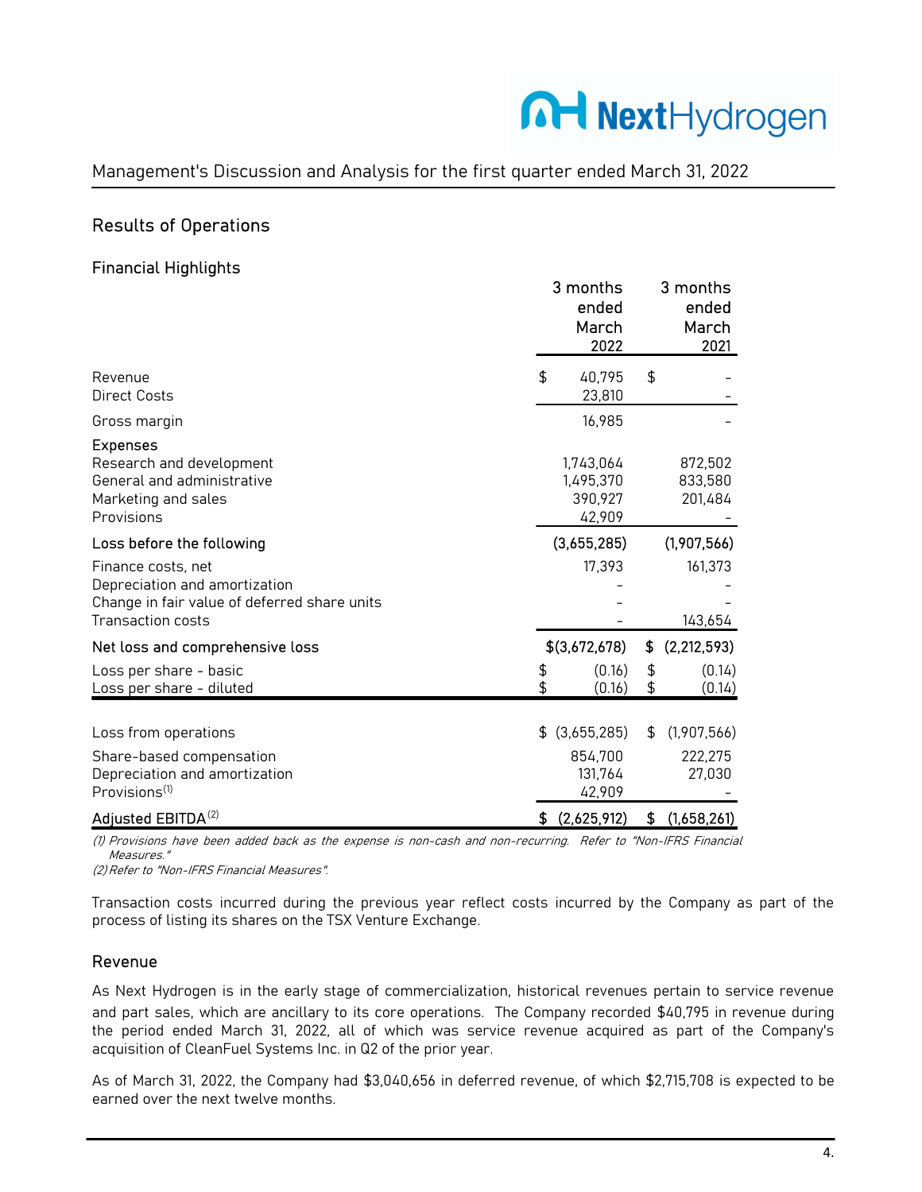Management's Discussion and Analysis for the first quarter ended March 31, 2022

## Results of Operations

### Financial Highlights

| | 3 months ended March 2022 | 3 months ended March 2021 |
|---|---|---|
| Revenue | $ 40,795 | $ - |
| Direct Costs | 23,810 | - |
| Gross margin | 16,985 | - |
| **Expenses** | | |
| Research and development | 1,743,064 | 872,502 |
| General and administrative | 1,495,370 | 833,580 |
| Marketing and sales | 390,927 | 201,484 |
| Provisions | 42,909 | - |
| **Loss before the following** | **(3,655,285)** | **(1,907,566)** |
| Finance costs, net | 17,393 | 161,373 |
| Depreciation and amortization | - | - |
| Change in fair value of deferred share units | - | - |
| Transaction costs | - | 143,654 |
| **Net loss and comprehensive loss** | **$(3,672,678)** | **$ (2,212,593)** |
| Loss per share - basic | $ (0.16) | $ (0.14) |
| Loss per share - diluted | $ (0.16) | $ (0.14) |
| | | |
| Loss from operations | $ (3,655,285) | $ (1,907,566) |
| Share-based compensation | 854,700 | 222,275 |
| Depreciation and amortization | 131,764 | 27,030 |
| Provisions[1] | 42,909 | - |
| **Adjusted EBITDA[2]** | **$ (2,625,912)** | **$ (1,658,261)** |

*(1) Provisions have been added back as the expense is non-cash and non-recurring. Refer to "Non-IFRS Financial Measures."*
*(2) Refer to "Non-IFRS Financial Measures".*

Transaction costs incurred during the previous year reflect costs incurred by the Company as part of the process of listing its shares on the TSX Venture Exchange.

### Revenue

As Next Hydrogen is in the early stage of commercialization, historical revenues pertain to service revenue and part sales, which are ancillary to its core operations. The Company recorded $40,795 in revenue during the period ended March 31, 2022, all of which was service revenue acquired as part of the Company's acquisition of CleanFuel Systems Inc. in Q2 of the prior year.

As of March 31, 2022, the Company had $3,040,656 in deferred revenue, of which $2,715,708 is expected to be earned over the next twelve months.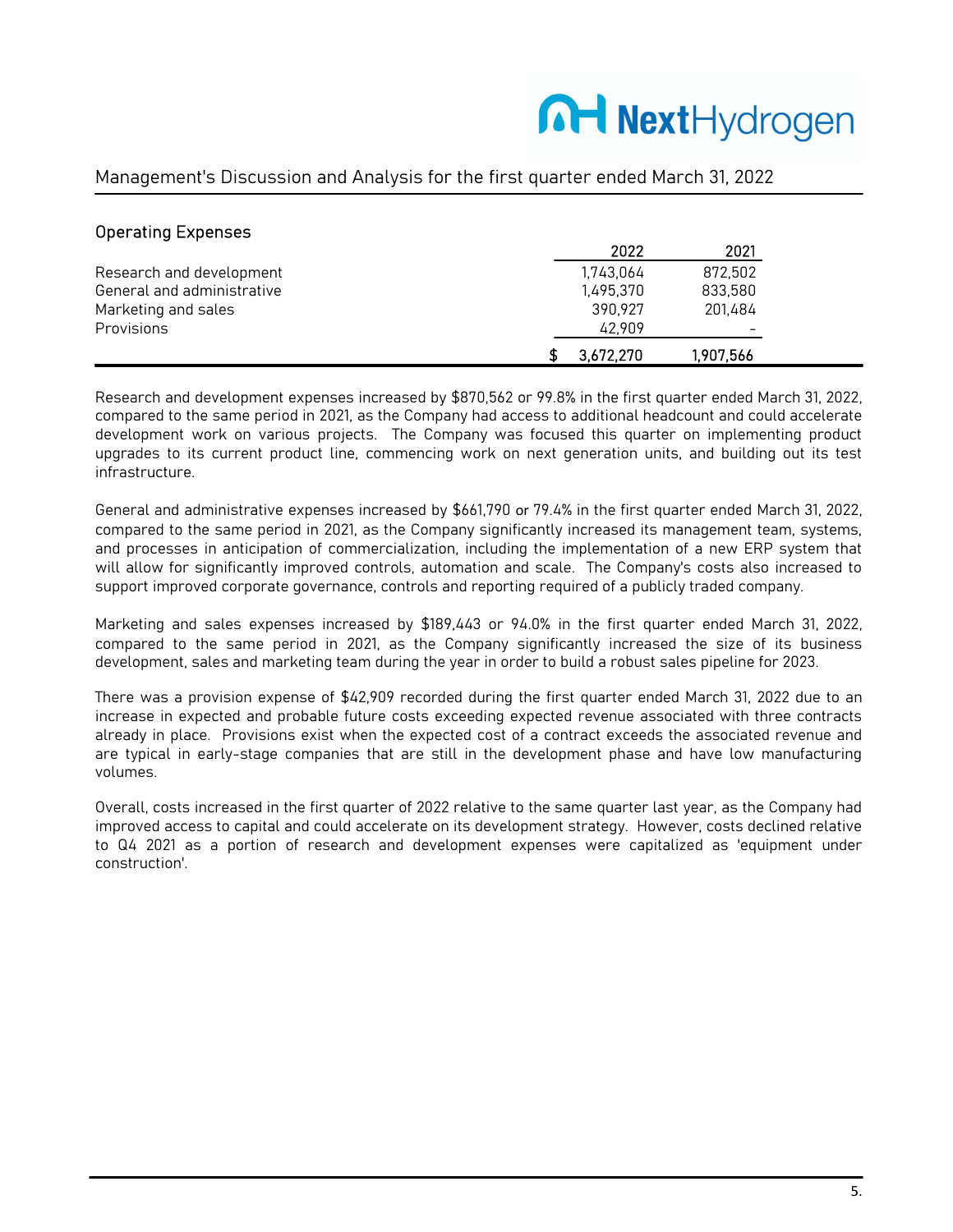## Operating Expenses

| | 2022 | 2021 |
|---|---|---|
| Research and development | 1,743,064 | 872,502 |
| General and administrative | 1,495,370 | 833,580 |
| Marketing and sales | 390,927 | 201,484 |
| Provisions | 42,909 | - |
| | $ 3,672,270 | 1,907,566 |

Research and development expenses increased by $870,562 or 99.8% in the first quarter ended March 31, 2022, compared to the same period in 2021, as the Company had access to additional headcount and could accelerate development work on various projects. The Company was focused this quarter on implementing product upgrades to its current product line, commencing work on next generation units, and building out its test infrastructure.

General and administrative expenses increased by $661,790 or 79.4% in the first quarter ended March 31, 2022, compared to the same period in 2021, as the Company significantly increased its management team, systems, and processes in anticipation of commercialization, including the implementation of a new ERP system that will allow for significantly improved controls, automation and scale. The Company's costs also increased to support improved corporate governance, controls and reporting required of a publicly traded company.

Marketing and sales expenses increased by $189,443 or 94.0% in the first quarter ended March 31, 2022, compared to the same period in 2021, as the Company significantly increased the size of its business development, sales and marketing team during the year in order to build a robust sales pipeline for 2023.

There was a provision expense of $42,909 recorded during the first quarter ended March 31, 2022 due to an increase in expected and probable future costs exceeding expected revenue associated with three contracts already in place. Provisions exist when the expected cost of a contract exceeds the associated revenue and are typical in early-stage companies that are still in the development phase and have low manufacturing volumes.

Overall, costs increased in the first quarter of 2022 relative to the same quarter last year, as the Company had improved access to capital and could accelerate on its development strategy. However, costs declined relative to Q4 2021 as a portion of research and development expenses were capitalized as 'equipment under construction'.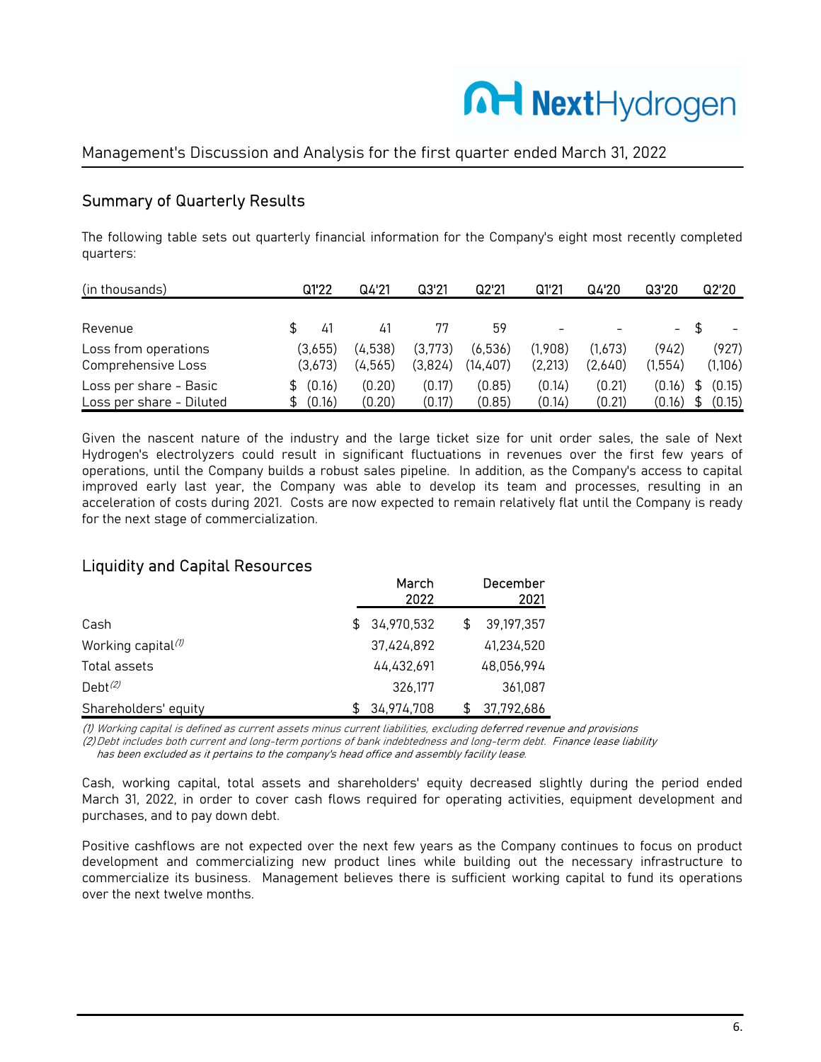## Summary of Quarterly Results

The following table sets out quarterly financial information for the Company's eight most recently completed quarters:

| (in thousands) | Q1'22 | Q4'21 | Q3'21 | Q2'21 | Q1'21 | Q4'20 | Q3'20 | Q2'20 |
|---|---|---|---|---|---|---|---|---|
| Revenue | $ 41 | 41 | 77 | 59 | - | - | - | $ - |
| Loss from operations | (3,655) | (4,538) | (3,773) | (6,536) | (1,908) | (1,673) | (942) | (927) |
| Comprehensive Loss | (3,673) | (4,565) | (3,824) | (14,407) | (2,213) | (2,640) | (1,554) | (1,106) |
| Loss per share - Basic | $ (0.16) | (0.20) | (0.17) | (0.85) | (0.14) | (0.21) | (0.16) | $ (0.15) |
| Loss per share - Diluted | $ (0.16) | (0.20) | (0.17) | (0.85) | (0.14) | (0.21) | (0.16) | $ (0.15) |

Given the nascent nature of the industry and the large ticket size for unit order sales, the sale of Next Hydrogen's electrolyzers could result in significant fluctuations in revenues over the first few years of operations, until the Company builds a robust sales pipeline. In addition, as the Company's access to capital improved early last year, the Company was able to develop its team and processes, resulting in an acceleration of costs during 2021. Costs are now expected to remain relatively flat until the Company is ready for the next stage of commercialization.

## Liquidity and Capital Resources

| | March 2022 | December 2021 |
|---|---|---|
| Cash | $ 34,970,532 | $ 39,197,357 |
| Working capital[(1)] | 37,424,892 | 41,234,520 |
| Total assets | 44,432,691 | 48,056,994 |
| Debt[(2)] | 326,177 | 361,087 |
| Shareholders' equity | $ 34,974,708 | $ 37,792,686 |

*(1) Working capital is defined as current assets minus current liabilities, excluding deferred revenue and provisions*
*(2) Debt includes both current and long-term portions of bank indebtedness and long-term debt. Finance lease liability has been excluded as it pertains to the company's head office and assembly facility lease.*

Cash, working capital, total assets and shareholders' equity decreased slightly during the period ended March 31, 2022, in order to cover cash flows required for operating activities, equipment development and purchases, and to pay down debt.

Positive cashflows are not expected over the next few years as the Company continues to focus on product development and commercializing new product lines while building out the necessary infrastructure to commercialize its business. Management believes there is sufficient working capital to fund its operations over the next twelve months.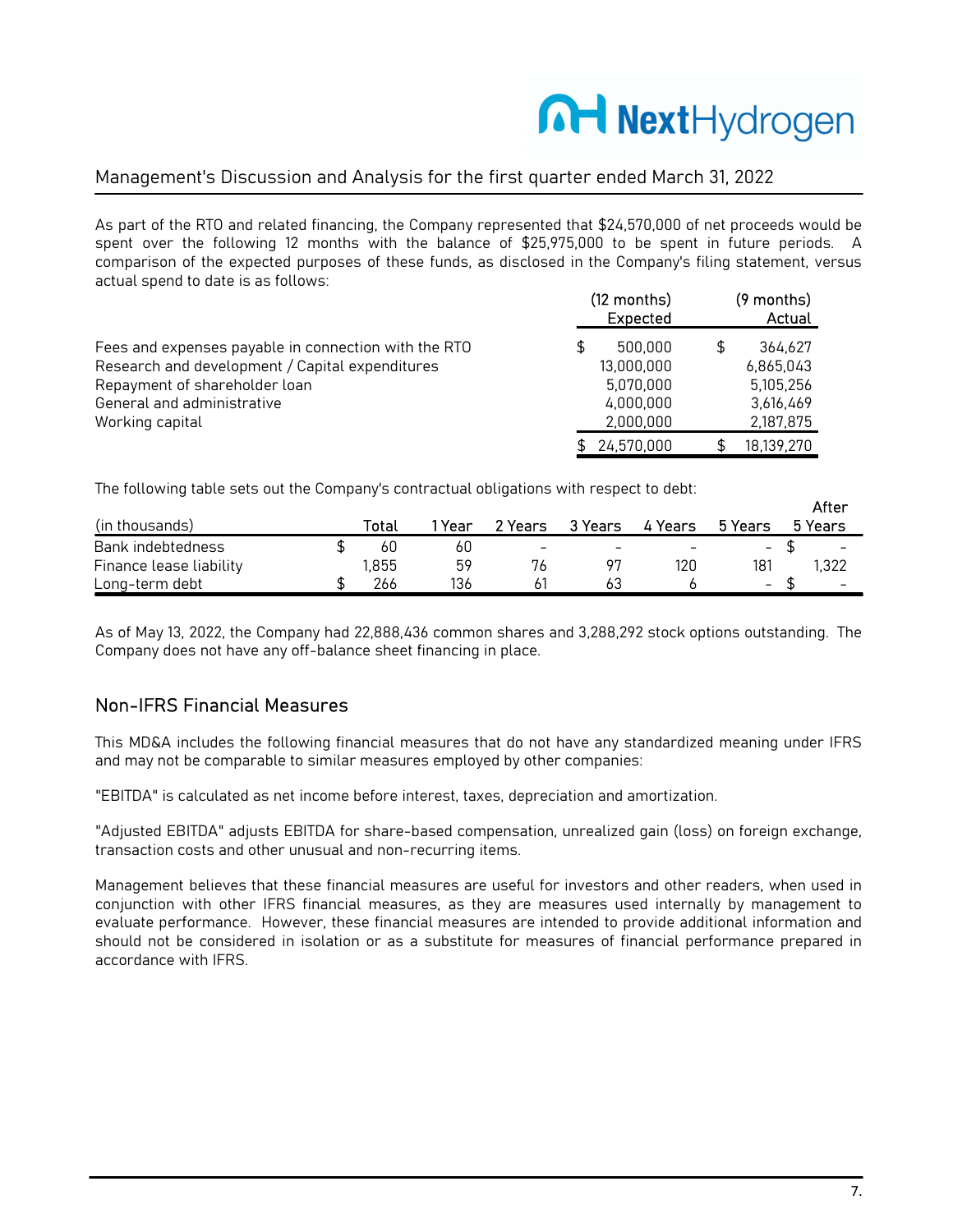## Management's Discussion and Analysis for the first quarter ended March 31, 2022

As part of the RTO and related financing, the Company represented that $24,570,000 of net proceeds would be spent over the following 12 months with the balance of $25,975,000 to be spent in future periods. A comparison of the expected purposes of these funds, as disclosed in the Company's filing statement, versus actual spend to date is as follows:

| | (12 months) Expected | (9 months) Actual |
|---|---|---|
| Fees and expenses payable in connection with the RTO | $ 500,000 | $ 364,627 |
| Research and development / Capital expenditures | 13,000,000 | 6,865,043 |
| Repayment of shareholder loan | 5,070,000 | 5,105,256 |
| General and administrative | 4,000,000 | 3,616,469 |
| Working capital | 2,000,000 | 2,187,875 |
| | $ 24,570,000 | $ 18,139,270 |

The following table sets out the Company's contractual obligations with respect to debt:

| (in thousands) | Total | 1 Year | 2 Years | 3 Years | 4 Years | 5 Years | After 5 Years |
|---|---|---|---|---|---|---|---|
| Bank indebtedness | $ 60 | 60 | - | - | - | - | $ - |
| Finance lease liability | 1,855 | 59 | 76 | 97 | 120 | 181 | 1,322 |
| Long-term debt | $ 266 | 136 | 61 | 63 | 6 | - | $ - |

As of May 13, 2022, the Company had 22,888,436 common shares and 3,288,292 stock options outstanding. The Company does not have any off-balance sheet financing in place.

## Non-IFRS Financial Measures

This MD&A includes the following financial measures that do not have any standardized meaning under IFRS and may not be comparable to similar measures employed by other companies:

"EBITDA" is calculated as net income before interest, taxes, depreciation and amortization.

"Adjusted EBITDA" adjusts EBITDA for share-based compensation, unrealized gain (loss) on foreign exchange, transaction costs and other unusual and non-recurring items.

Management believes that these financial measures are useful for investors and other readers, when used in conjunction with other IFRS financial measures, as they are measures used internally by management to evaluate performance. However, these financial measures are intended to provide additional information and should not be considered in isolation or as a substitute for measures of financial performance prepared in accordance with IFRS.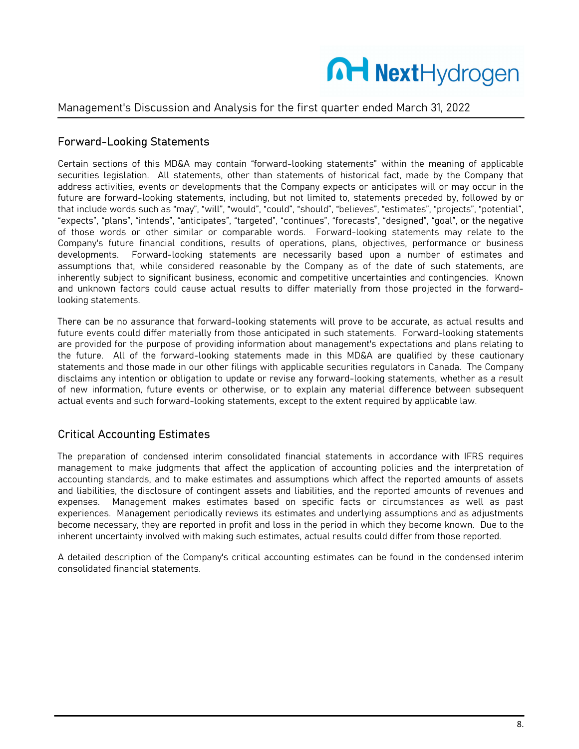## Forward-Looking Statements

Certain sections of this MD&A may contain "forward-looking statements" within the meaning of applicable securities legislation. All statements, other than statements of historical fact, made by the Company that address activities, events or developments that the Company expects or anticipates will or may occur in the future are forward-looking statements, including, but not limited to, statements preceded by, followed by or that include words such as "may", "will", "would", "could", "should", "believes", "estimates", "projects", "potential", "expects", "plans", "intends", "anticipates", "targeted", "continues", "forecasts", "designed", "goal", or the negative of those words or other similar or comparable words. Forward-looking statements may relate to the Company's future financial conditions, results of operations, plans, objectives, performance or business developments. Forward-looking statements are necessarily based upon a number of estimates and assumptions that, while considered reasonable by the Company as of the date of such statements, are inherently subject to significant business, economic and competitive uncertainties and contingencies. Known and unknown factors could cause actual results to differ materially from those projected in the forward-looking statements.

There can be no assurance that forward-looking statements will prove to be accurate, as actual results and future events could differ materially from those anticipated in such statements. Forward-looking statements are provided for the purpose of providing information about management's expectations and plans relating to the future. All of the forward-looking statements made in this MD&A are qualified by these cautionary statements and those made in our other filings with applicable securities regulators in Canada. The Company disclaims any intention or obligation to update or revise any forward-looking statements, whether as a result of new information, future events or otherwise, or to explain any material difference between subsequent actual events and such forward-looking statements, except to the extent required by applicable law.

## Critical Accounting Estimates

The preparation of condensed interim consolidated financial statements in accordance with IFRS requires management to make judgments that affect the application of accounting policies and the interpretation of accounting standards, and to make estimates and assumptions which affect the reported amounts of assets and liabilities, the disclosure of contingent assets and liabilities, and the reported amounts of revenues and expenses. Management makes estimates based on specific facts or circumstances as well as past experiences. Management periodically reviews its estimates and underlying assumptions and as adjustments become necessary, they are reported in profit and loss in the period in which they become known. Due to the inherent uncertainty involved with making such estimates, actual results could differ from those reported.

A detailed description of the Company's critical accounting estimates can be found in the condensed interim consolidated financial statements.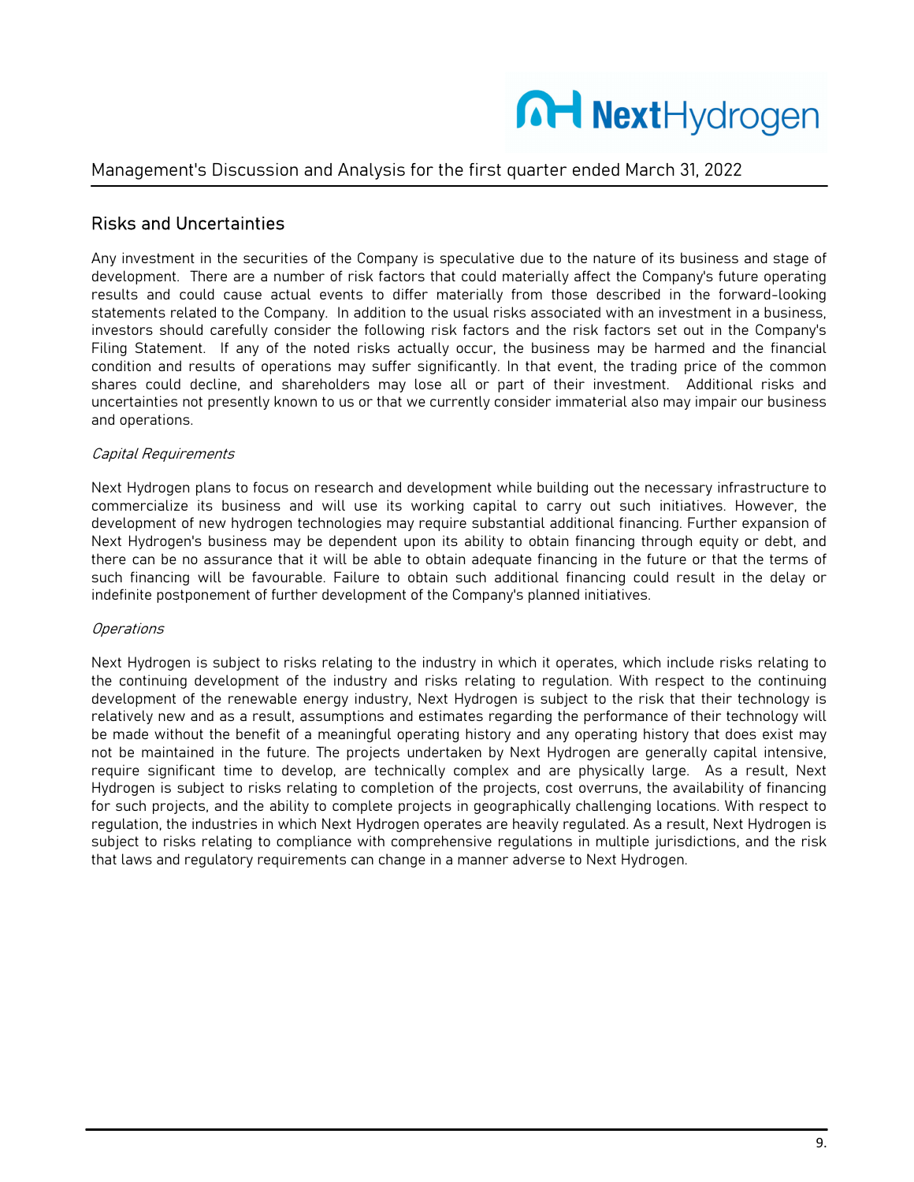## Risks and Uncertainties

Any investment in the securities of the Company is speculative due to the nature of its business and stage of development. There are a number of risk factors that could materially affect the Company's future operating results and could cause actual events to differ materially from those described in the forward-looking statements related to the Company. In addition to the usual risks associated with an investment in a business, investors should carefully consider the following risk factors and the risk factors set out in the Company's Filing Statement. If any of the noted risks actually occur, the business may be harmed and the financial condition and results of operations may suffer significantly. In that event, the trading price of the common shares could decline, and shareholders may lose all or part of their investment. Additional risks and uncertainties not presently known to us or that we currently consider immaterial also may impair our business and operations.

*Capital Requirements*

Next Hydrogen plans to focus on research and development while building out the necessary infrastructure to commercialize its business and will use its working capital to carry out such initiatives. However, the development of new hydrogen technologies may require substantial additional financing. Further expansion of Next Hydrogen's business may be dependent upon its ability to obtain financing through equity or debt, and there can be no assurance that it will be able to obtain adequate financing in the future or that the terms of such financing will be favourable. Failure to obtain such additional financing could result in the delay or indefinite postponement of further development of the Company's planned initiatives.

*Operations*

Next Hydrogen is subject to risks relating to the industry in which it operates, which include risks relating to the continuing development of the industry and risks relating to regulation. With respect to the continuing development of the renewable energy industry, Next Hydrogen is subject to the risk that their technology is relatively new and as a result, assumptions and estimates regarding the performance of their technology will be made without the benefit of a meaningful operating history and any operating history that does exist may not be maintained in the future. The projects undertaken by Next Hydrogen are generally capital intensive, require significant time to develop, are technically complex and are physically large. As a result, Next Hydrogen is subject to risks relating to completion of the projects, cost overruns, the availability of financing for such projects, and the ability to complete projects in geographically challenging locations. With respect to regulation, the industries in which Next Hydrogen operates are heavily regulated. As a result, Next Hydrogen is subject to risks relating to compliance with comprehensive regulations in multiple jurisdictions, and the risk that laws and regulatory requirements can change in a manner adverse to Next Hydrogen.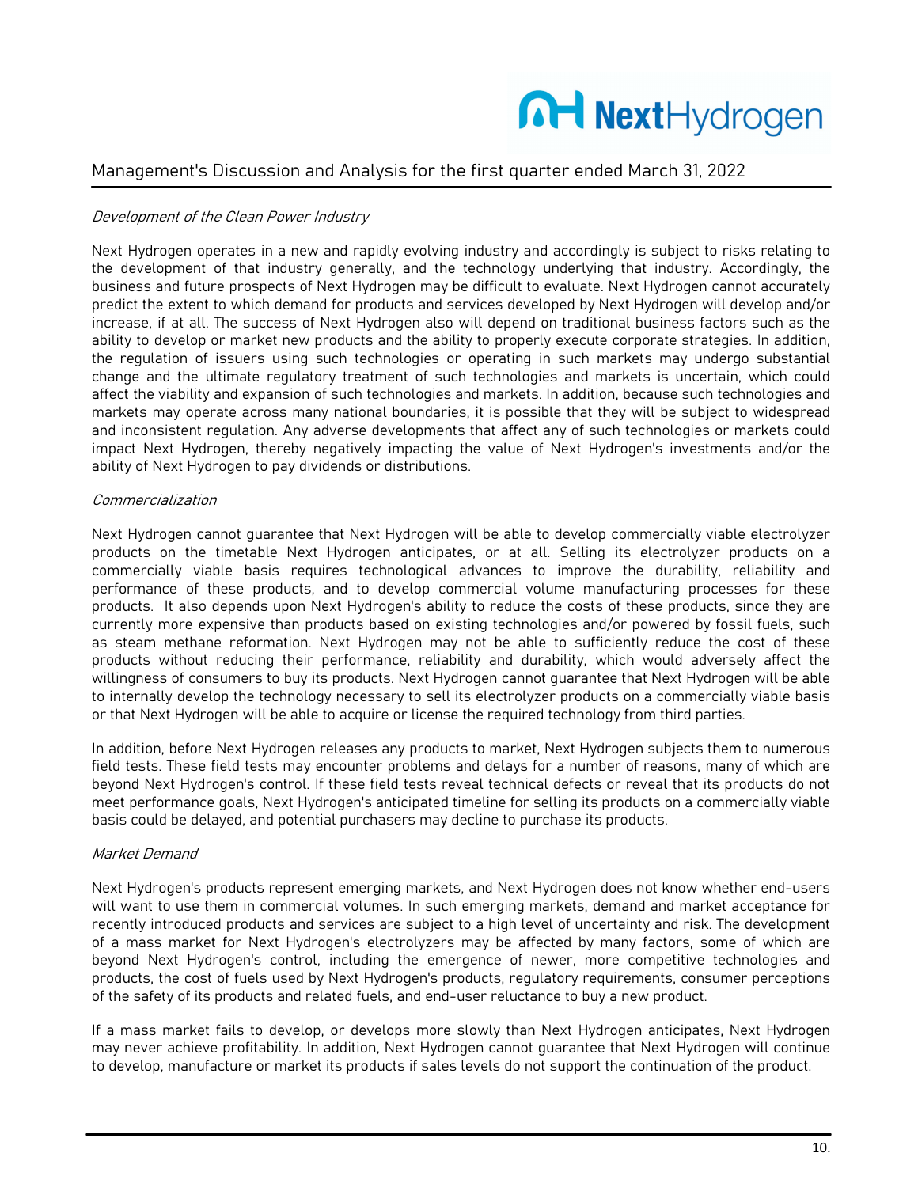*Development of the Clean Power Industry*

Next Hydrogen operates in a new and rapidly evolving industry and accordingly is subject to risks relating to the development of that industry generally, and the technology underlying that industry. Accordingly, the business and future prospects of Next Hydrogen may be difficult to evaluate. Next Hydrogen cannot accurately predict the extent to which demand for products and services developed by Next Hydrogen will develop and/or increase, if at all. The success of Next Hydrogen also will depend on traditional business factors such as the ability to develop or market new products and the ability to properly execute corporate strategies. In addition, the regulation of issuers using such technologies or operating in such markets may undergo substantial change and the ultimate regulatory treatment of such technologies and markets is uncertain, which could affect the viability and expansion of such technologies and markets. In addition, because such technologies and markets may operate across many national boundaries, it is possible that they will be subject to widespread and inconsistent regulation. Any adverse developments that affect any of such technologies or markets could impact Next Hydrogen, thereby negatively impacting the value of Next Hydrogen's investments and/or the ability of Next Hydrogen to pay dividends or distributions.

*Commercialization*

Next Hydrogen cannot guarantee that Next Hydrogen will be able to develop commercially viable electrolyzer products on the timetable Next Hydrogen anticipates, or at all. Selling its electrolyzer products on a commercially viable basis requires technological advances to improve the durability, reliability and performance of these products, and to develop commercial volume manufacturing processes for these products. It also depends upon Next Hydrogen's ability to reduce the costs of these products, since they are currently more expensive than products based on existing technologies and/or powered by fossil fuels, such as steam methane reformation. Next Hydrogen may not be able to sufficiently reduce the cost of these products without reducing their performance, reliability and durability, which would adversely affect the willingness of consumers to buy its products. Next Hydrogen cannot guarantee that Next Hydrogen will be able to internally develop the technology necessary to sell its electrolyzer products on a commercially viable basis or that Next Hydrogen will be able to acquire or license the required technology from third parties.

In addition, before Next Hydrogen releases any products to market, Next Hydrogen subjects them to numerous field tests. These field tests may encounter problems and delays for a number of reasons, many of which are beyond Next Hydrogen's control. If these field tests reveal technical defects or reveal that its products do not meet performance goals, Next Hydrogen's anticipated timeline for selling its products on a commercially viable basis could be delayed, and potential purchasers may decline to purchase its products.

*Market Demand*

Next Hydrogen's products represent emerging markets, and Next Hydrogen does not know whether end-users will want to use them in commercial volumes. In such emerging markets, demand and market acceptance for recently introduced products and services are subject to a high level of uncertainty and risk. The development of a mass market for Next Hydrogen's electrolyzers may be affected by many factors, some of which are beyond Next Hydrogen's control, including the emergence of newer, more competitive technologies and products, the cost of fuels used by Next Hydrogen's products, regulatory requirements, consumer perceptions of the safety of its products and related fuels, and end-user reluctance to buy a new product.

If a mass market fails to develop, or develops more slowly than Next Hydrogen anticipates, Next Hydrogen may never achieve profitability. In addition, Next Hydrogen cannot guarantee that Next Hydrogen will continue to develop, manufacture or market its products if sales levels do not support the continuation of the product.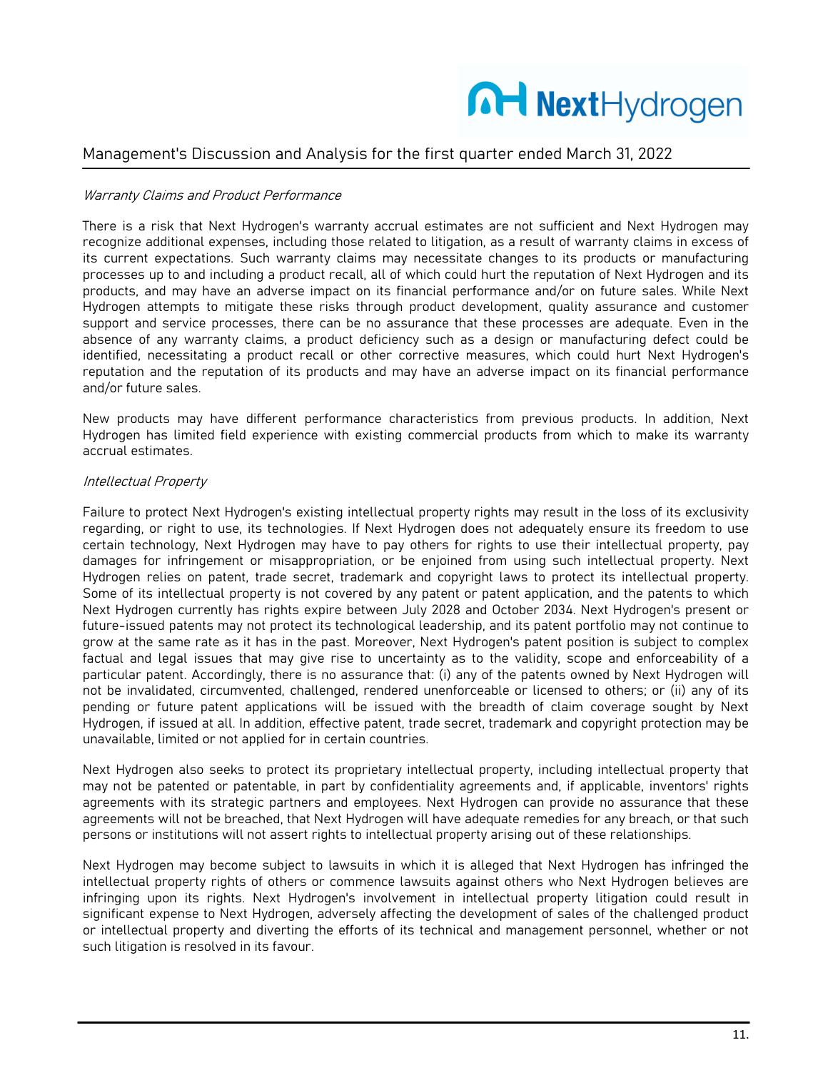*Warranty Claims and Product Performance*

There is a risk that Next Hydrogen's warranty accrual estimates are not sufficient and Next Hydrogen may recognize additional expenses, including those related to litigation, as a result of warranty claims in excess of its current expectations. Such warranty claims may necessitate changes to its products or manufacturing processes up to and including a product recall, all of which could hurt the reputation of Next Hydrogen and its products, and may have an adverse impact on its financial performance and/or on future sales. While Next Hydrogen attempts to mitigate these risks through product development, quality assurance and customer support and service processes, there can be no assurance that these processes are adequate. Even in the absence of any warranty claims, a product deficiency such as a design or manufacturing defect could be identified, necessitating a product recall or other corrective measures, which could hurt Next Hydrogen's reputation and the reputation of its products and may have an adverse impact on its financial performance and/or future sales.

New products may have different performance characteristics from previous products. In addition, Next Hydrogen has limited field experience with existing commercial products from which to make its warranty accrual estimates.

*Intellectual Property*

Failure to protect Next Hydrogen's existing intellectual property rights may result in the loss of its exclusivity regarding, or right to use, its technologies. If Next Hydrogen does not adequately ensure its freedom to use certain technology, Next Hydrogen may have to pay others for rights to use their intellectual property, pay damages for infringement or misappropriation, or be enjoined from using such intellectual property. Next Hydrogen relies on patent, trade secret, trademark and copyright laws to protect its intellectual property. Some of its intellectual property is not covered by any patent or patent application, and the patents to which Next Hydrogen currently has rights expire between July 2028 and October 2034. Next Hydrogen's present or future-issued patents may not protect its technological leadership, and its patent portfolio may not continue to grow at the same rate as it has in the past. Moreover, Next Hydrogen's patent position is subject to complex factual and legal issues that may give rise to uncertainty as to the validity, scope and enforceability of a particular patent. Accordingly, there is no assurance that: (i) any of the patents owned by Next Hydrogen will not be invalidated, circumvented, challenged, rendered unenforceable or licensed to others; or (ii) any of its pending or future patent applications will be issued with the breadth of claim coverage sought by Next Hydrogen, if issued at all. In addition, effective patent, trade secret, trademark and copyright protection may be unavailable, limited or not applied for in certain countries.

Next Hydrogen also seeks to protect its proprietary intellectual property, including intellectual property that may not be patented or patentable, in part by confidentiality agreements and, if applicable, inventors' rights agreements with its strategic partners and employees. Next Hydrogen can provide no assurance that these agreements will not be breached, that Next Hydrogen will have adequate remedies for any breach, or that such persons or institutions will not assert rights to intellectual property arising out of these relationships.

Next Hydrogen may become subject to lawsuits in which it is alleged that Next Hydrogen has infringed the intellectual property rights of others or commence lawsuits against others who Next Hydrogen believes are infringing upon its rights. Next Hydrogen's involvement in intellectual property litigation could result in significant expense to Next Hydrogen, adversely affecting the development of sales of the challenged product or intellectual property and diverting the efforts of its technical and management personnel, whether or not such litigation is resolved in its favour.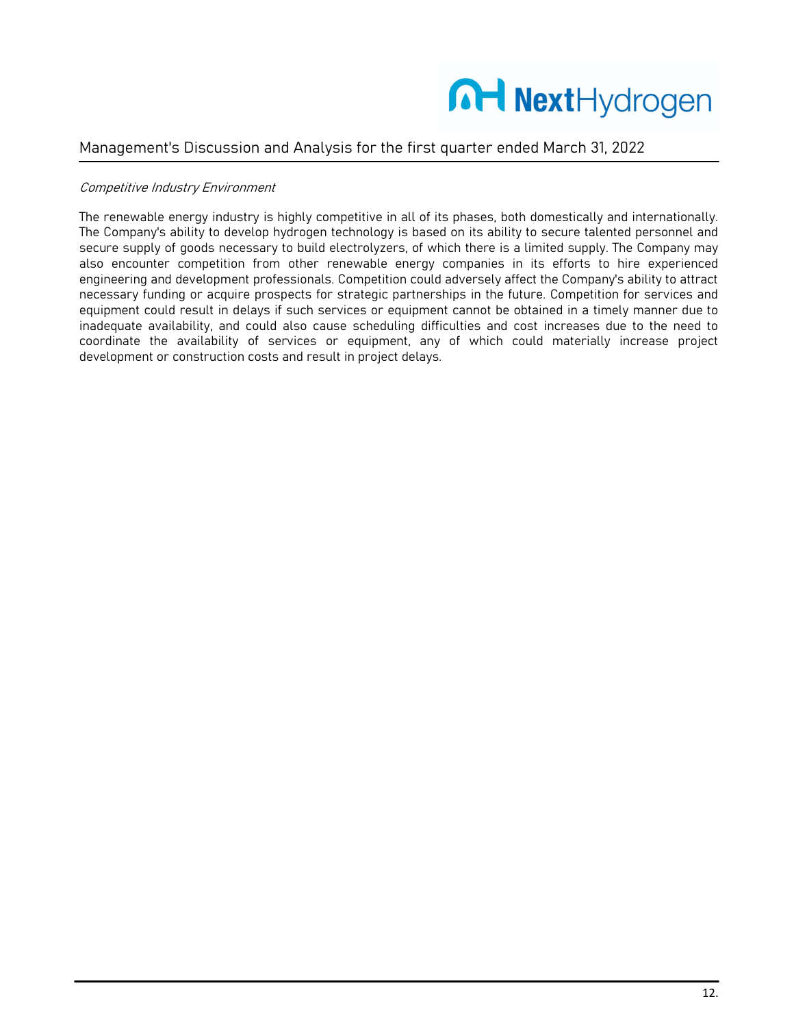*Competitive Industry Environment*

The renewable energy industry is highly competitive in all of its phases, both domestically and internationally. The Company's ability to develop hydrogen technology is based on its ability to secure talented personnel and secure supply of goods necessary to build electrolyzers, of which there is a limited supply. The Company may also encounter competition from other renewable energy companies in its efforts to hire experienced engineering and development professionals. Competition could adversely affect the Company's ability to attract necessary funding or acquire prospects for strategic partnerships in the future. Competition for services and equipment could result in delays if such services or equipment cannot be obtained in a timely manner due to inadequate availability, and could also cause scheduling difficulties and cost increases due to the need to coordinate the availability of services or equipment, any of which could materially increase project development or construction costs and result in project delays.